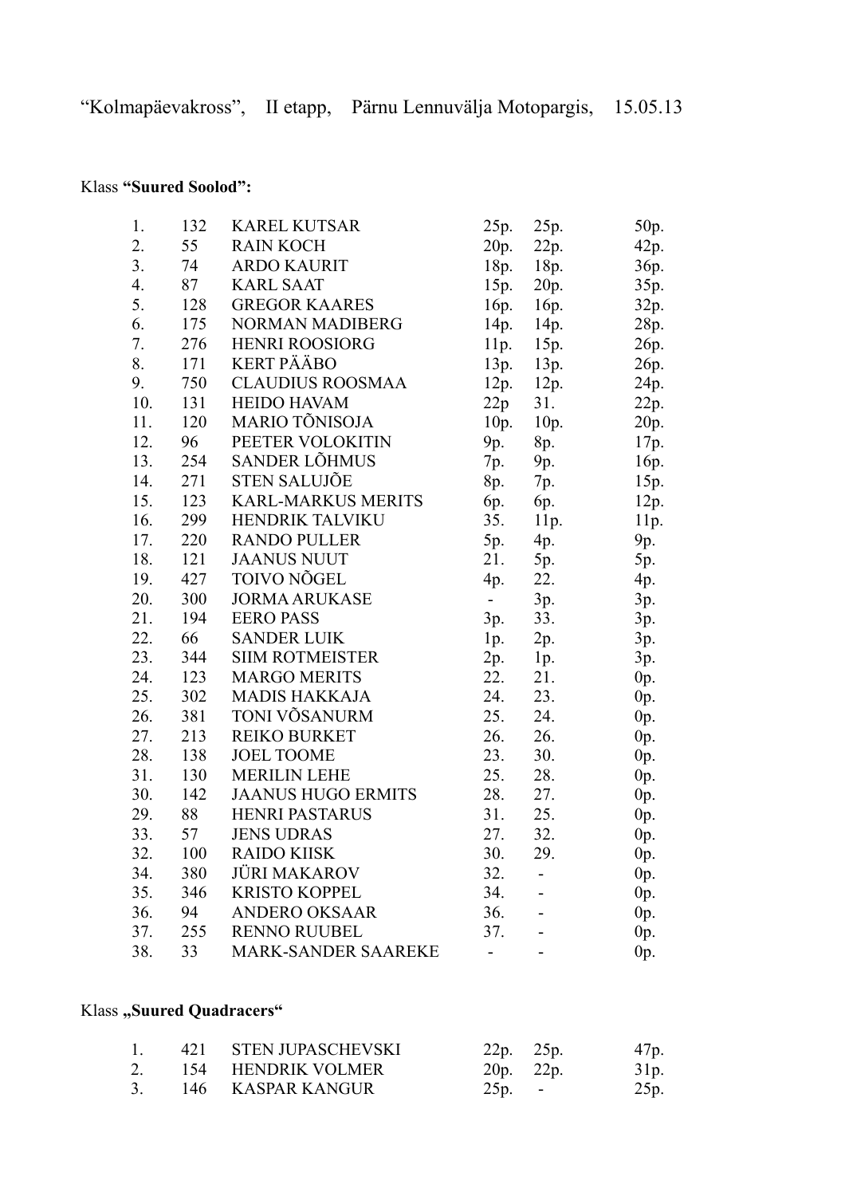“Kolmapäevakross”, II etapp, Pärnu Lennuvälja Motopargis, 15.05.13

Klass **“Suured Soolod”:**

| | | | | | |
|---|---|---|---|---|---|
| 1. | 132 | KAREL KUTSAR | 25p. | 25p. | 50p. |
| 2. | 55 | RAIN KOCH | 20p. | 22p. | 42p. |
| 3. | 74 | ARDO KAURIT | 18p. | 18p. | 36p. |
| 4. | 87 | KARL SAAT | 15p. | 20p. | 35p. |
| 5. | 128 | GREGOR KAARES | 16p. | 16p. | 32p. |
| 6. | 175 | NORMAN MADIBERG | 14p. | 14p. | 28p. |
| 7. | 276 | HENRI ROOSIORG | 11p. | 15p. | 26p. |
| 8. | 171 | KERT PÄÄBO | 13p. | 13p. | 26p. |
| 9. | 750 | CLAUDIUS ROOSMAA | 12p. | 12p. | 24p. |
| 10. | 131 | HEIDO HAVAM | 22p | 31. | 22p. |
| 11. | 120 | MARIO TÕNISOJA | 10p. | 10p. | 20p. |
| 12. | 96 | PEETER VOLOKITIN | 9p. | 8p. | 17p. |
| 13. | 254 | SANDER LÕHMUS | 7p. | 9p. | 16p. |
| 14. | 271 | STEN SALUJÕE | 8p. | 7p. | 15p. |
| 15. | 123 | KARL-MARKUS MERITS | 6p. | 6p. | 12p. |
| 16. | 299 | HENDRIK TALVIKU | 35. | 11p. | 11p. |
| 17. | 220 | RANDO PULLER | 5p. | 4p. | 9p. |
| 18. | 121 | JAANUS NUUT | 21. | 5p. | 5p. |
| 19. | 427 | TOIVO NÕGEL | 4p. | 22. | 4p. |
| 20. | 300 | JORMA ARUKASE | - | 3p. | 3p. |
| 21. | 194 | EERO PASS | 3p. | 33. | 3p. |
| 22. | 66 | SANDER LUIK | 1p. | 2p. | 3p. |
| 23. | 344 | SIIM ROTMEISTER | 2p. | 1p. | 3p. |
| 24. | 123 | MARGO MERITS | 22. | 21. | 0p. |
| 25. | 302 | MADIS HAKKAJA | 24. | 23. | 0p. |
| 26. | 381 | TONI VÕSANURM | 25. | 24. | 0p. |
| 27. | 213 | REIKO BURKET | 26. | 26. | 0p. |
| 28. | 138 | JOEL TOOME | 23. | 30. | 0p. |
| 31. | 130 | MERILIN LEHE | 25. | 28. | 0p. |
| 30. | 142 | JAANUS HUGO ERMITS | 28. | 27. | 0p. |
| 29. | 88 | HENRI PASTARUS | 31. | 25. | 0p. |
| 33. | 57 | JENS UDRAS | 27. | 32. | 0p. |
| 32. | 100 | RAIDO KIISK | 30. | 29. | 0p. |
| 34. | 380 | JÜRI MAKAROV | 32. | - | 0p. |
| 35. | 346 | KRISTO KOPPEL | 34. | - | 0p. |
| 36. | 94 | ANDERO OKSAAR | 36. | - | 0p. |
| 37. | 255 | RENNO RUUBEL | 37. | - | 0p. |
| 38. | 33 | MARK-SANDER SAAREKE | - | - | 0p. |

Klass **„Suured Quadracers“**

| | | | | | |
|---|---|---|---|---|---|
| 1. | 421 | STEN JUPASCHEVSKI | 22p. | 25p. | 47p. |
| 2. | 154 | HENDRIK VOLMER | 20p. | 22p. | 31p. |
| 3. | 146 | KASPAR KANGUR | 25p. | - | 25p. |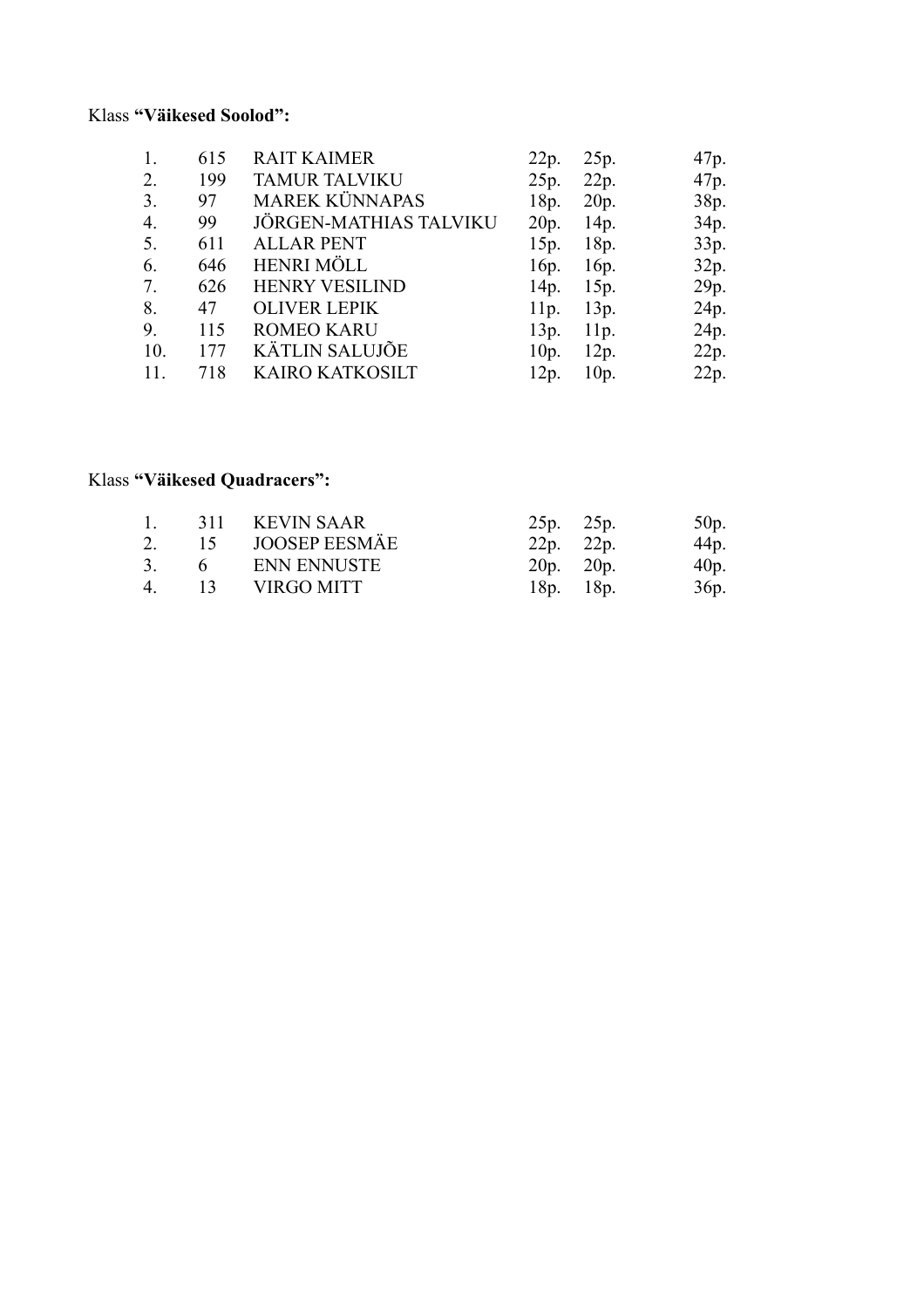Klass **"Väikesed Soolod":**

| | | | | | |
|---|---|---|---|---|---|
| 1. | 615 | RAIT KAIMER | 22p. | 25p. | 47p. |
| 2. | 199 | TAMUR TALVIKU | 25p. | 22p. | 47p. |
| 3. | 97 | MAREK KÜNNAPAS | 18p. | 20p. | 38p. |
| 4. | 99 | JÖRGEN-MATHIAS TALVIKU | 20p. | 14p. | 34p. |
| 5. | 611 | ALLAR PENT | 15p. | 18p. | 33p. |
| 6. | 646 | HENRI MÖLL | 16p. | 16p. | 32p. |
| 7. | 626 | HENRY VESILIND | 14p. | 15p. | 29p. |
| 8. | 47 | OLIVER LEPIK | 11p. | 13p. | 24p. |
| 9. | 115 | ROMEO KARU | 13p. | 11p. | 24p. |
| 10. | 177 | KÄTLIN SALUJÕE | 10p. | 12p. | 22p. |
| 11. | 718 | KAIRO KATKOSILT | 12p. | 10p. | 22p. |

Klass **"Väikesed Quadracers":**

| | | | | | |
|---|---|---|---|---|---|
| 1. | 311 | KEVIN SAAR | 25p. | 25p. | 50p. |
| 2. | 15 | JOOSEP EESMÄE | 22p. | 22p. | 44p. |
| 3. | 6 | ENN ENNUSTE | 20p. | 20p. | 40p. |
| 4. | 13 | VIRGO MITT | 18p. | 18p. | 36p. |